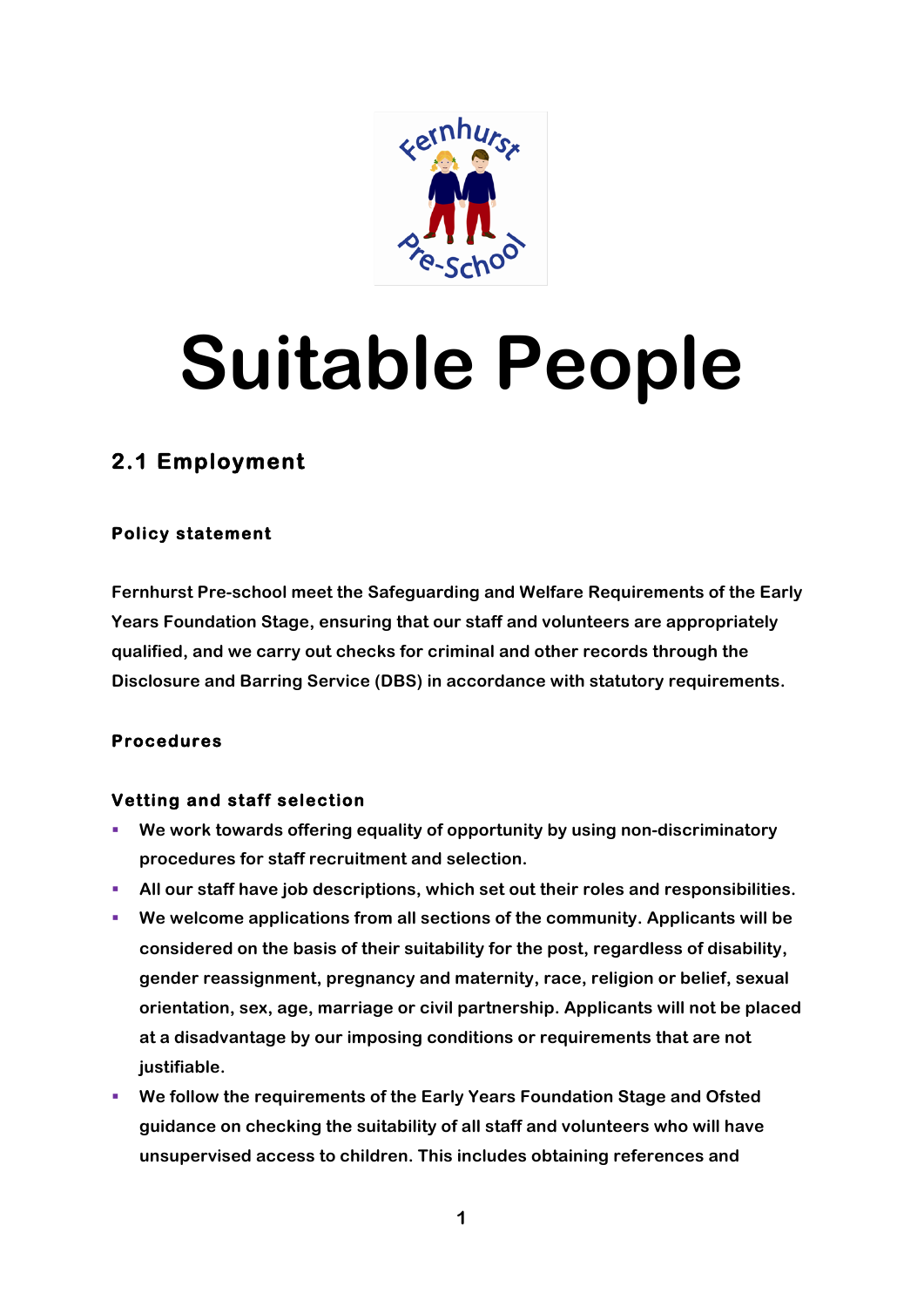# Suitable People

## 2.1 Employment

### Policy statement

Fernhurst Pre-school meet the Safeguarding and Welfare Requirements of the Early Years Foundation Stage, ensuring that our staff and volunteers are appropriately qualified, and we carry out checks for criminal and other records through the Disclosure and Barring Service (DBS) in accordance with statutory requirements.

### Procedures

#### Vetting and staff selection

- We work towards offering equality of opportunity by using non-discriminatory procedures for staff recruitment and selection.
- All our staff have job descriptions, which set out their roles and responsibilities.
- We welcome applications from all sections of the community. Applicants will be considered on the basis of their suitability for the post, regardless of disability, gender reassignment, pregnancy and maternity, race, religion or belief, sexual orientation, sex, age, marriage or civil partnership. Applicants will not be placed at a disadvantage by our imposing conditions or requirements that are not justifiable.
- We follow the requirements of the Early Years Foundation Stage and Ofsted guidance on checking the suitability of all staff and volunteers who will have unsupervised access to children. This includes obtaining references and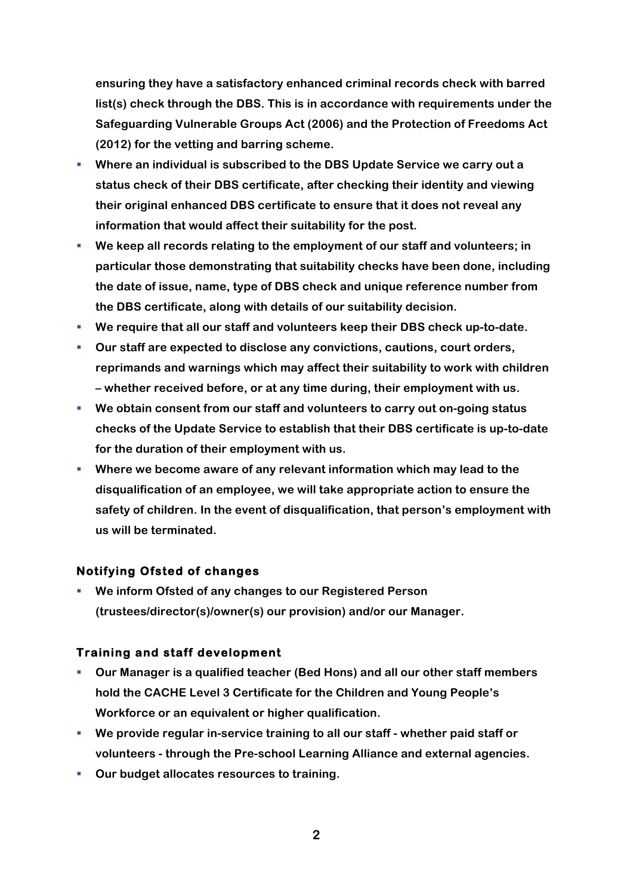ensuring they have a satisfactory enhanced criminal records check with barred list(s) check through the DBS. This is in accordance with requirements under the Safeguarding Vulnerable Groups Act (2006) and the Protection of Freedoms Act (2012) for the vetting and barring scheme.

- Where an individual is subscribed to the DBS Update Service we carry out a status check of their DBS certificate, after checking their identity and viewing their original enhanced DBS certificate to ensure that it does not reveal any information that would affect their suitability for the post.
- We keep all records relating to the employment of our staff and volunteers; in particular those demonstrating that suitability checks have been done, including the date of issue, name, type of DBS check and unique reference number from the DBS certificate, along with details of our suitability decision.
- We require that all our staff and volunteers keep their DBS check up-to-date.
- Our staff are expected to disclose any convictions, cautions, court orders, reprimands and warnings which may affect their suitability to work with children – whether received before, or at any time during, their employment with us.
- We obtain consent from our staff and volunteers to carry out on-going status checks of the Update Service to establish that their DBS certificate is up-to-date for the duration of their employment with us.
- Where we become aware of any relevant information which may lead to the disqualification of an employee, we will take appropriate action to ensure the safety of children. In the event of disqualification, that person's employment with us will be terminated.

### Notifying Ofsted of changes

- We inform Ofsted of any changes to our Registered Person (trustees/director(s)/owner(s) our provision) and/or our Manager.

### Training and staff development

- Our Manager is a qualified teacher (Bed Hons) and all our other staff members hold the CACHE Level 3 Certificate for the Children and Young People's Workforce or an equivalent or higher qualification.
- We provide regular in-service training to all our staff - whether paid staff or volunteers - through the Pre-school Learning Alliance and external agencies.
- Our budget allocates resources to training.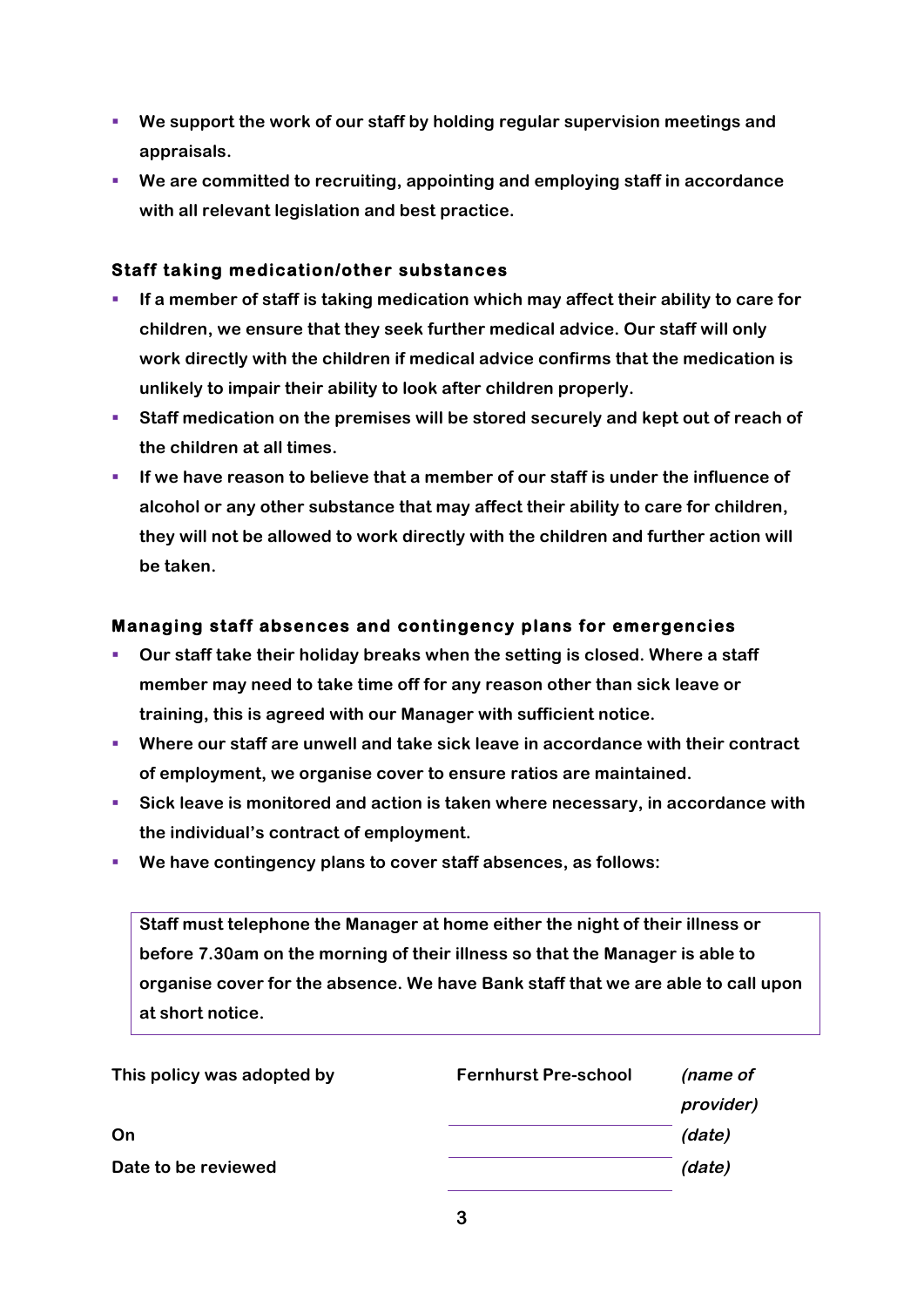- We support the work of our staff by holding regular supervision meetings and appraisals.
- We are committed to recruiting, appointing and employing staff in accordance with all relevant legislation and best practice.

### Staff taking medication/other substances

- If a member of staff is taking medication which may affect their ability to care for children, we ensure that they seek further medical advice. Our staff will only work directly with the children if medical advice confirms that the medication is unlikely to impair their ability to look after children properly.
- Staff medication on the premises will be stored securely and kept out of reach of the children at all times.
- If we have reason to believe that a member of our staff is under the influence of alcohol or any other substance that may affect their ability to care for children, they will not be allowed to work directly with the children and further action will be taken.

### Managing staff absences and contingency plans for emergencies

- Our staff take their holiday breaks when the setting is closed. Where a staff member may need to take time off for any reason other than sick leave or training, this is agreed with our Manager with sufficient notice.
- Where our staff are unwell and take sick leave in accordance with their contract of employment, we organise cover to ensure ratios are maintained.
- Sick leave is monitored and action is taken where necessary, in accordance with the individual's contract of employment.
- We have contingency plans to cover staff absences, as follows:

> Staff must telephone the Manager at home either the night of their illness or before 7.30am on the morning of their illness so that the Manager is able to organise cover for the absence. We have Bank staff that we are able to call upon at short notice.

| | | |
|---|---|---|
| This policy was adopted by | Fernhurst Pre-school | *(name of provider)* |
| On | | *(date)* |
| Date to be reviewed | | *(date)* |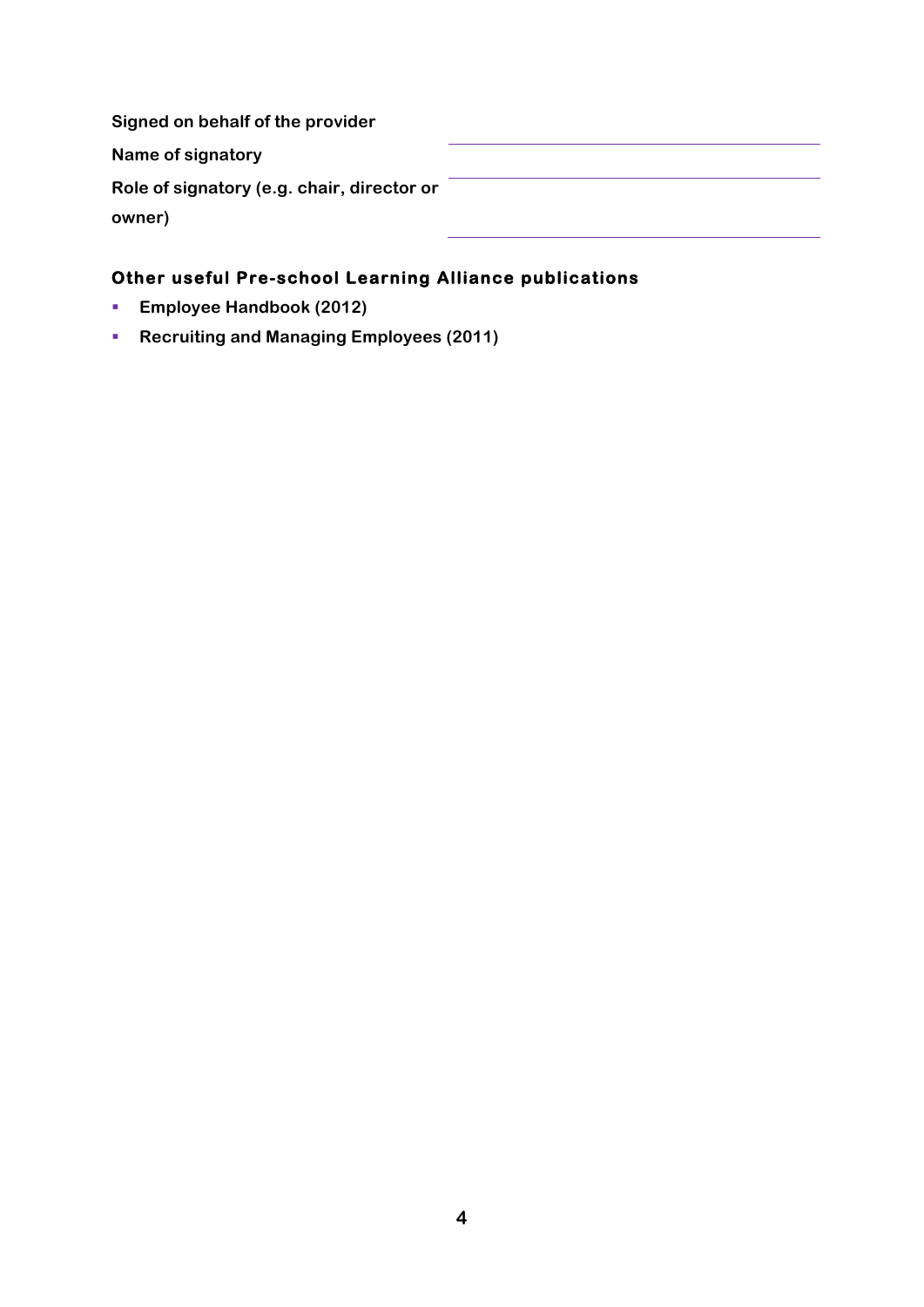**Signed on behalf of the provider** \_\_\_\_\_\_\_\_\_\_\_\_\_\_\_\_\_\_\_\_\_\_\_\_\_\_\_\_\_\_

**Name of signatory** \_\_\_\_\_\_\_\_\_\_\_\_\_\_\_\_\_\_\_\_\_\_\_\_\_\_\_\_\_\_

**Role of signatory (e.g. chair, director or owner)** \_\_\_\_\_\_\_\_\_\_\_\_\_\_\_\_\_\_\_\_\_\_\_\_\_\_\_\_\_\_

### Other useful Pre-school Learning Alliance publications

- **Employee Handbook (2012)**
- **Recruiting and Managing Employees (2011)**